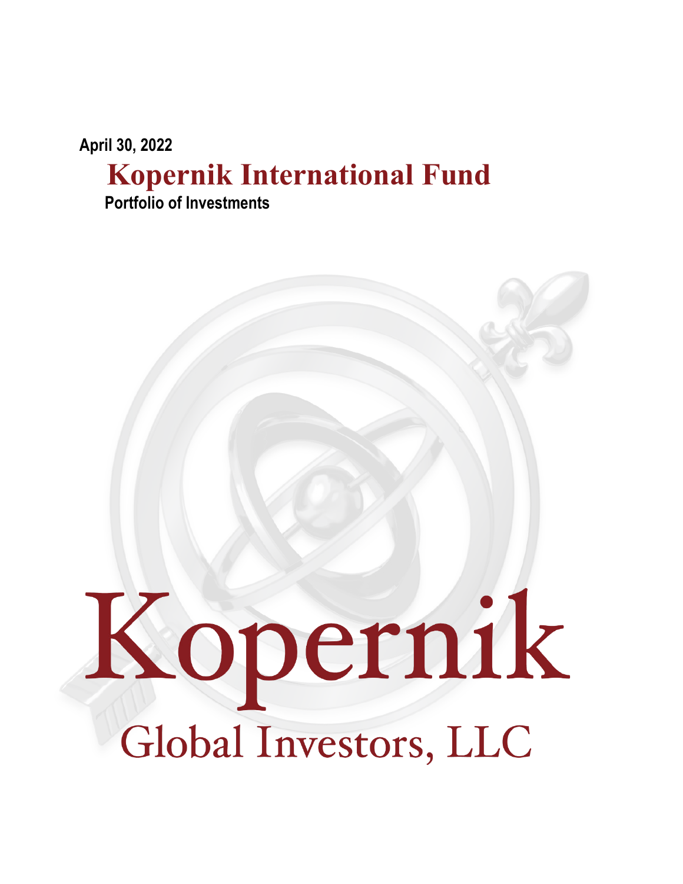April 30, 2022

# Kopernik International Fund

**Portfolio of Investments**

Kopernik

Global Investors, LLC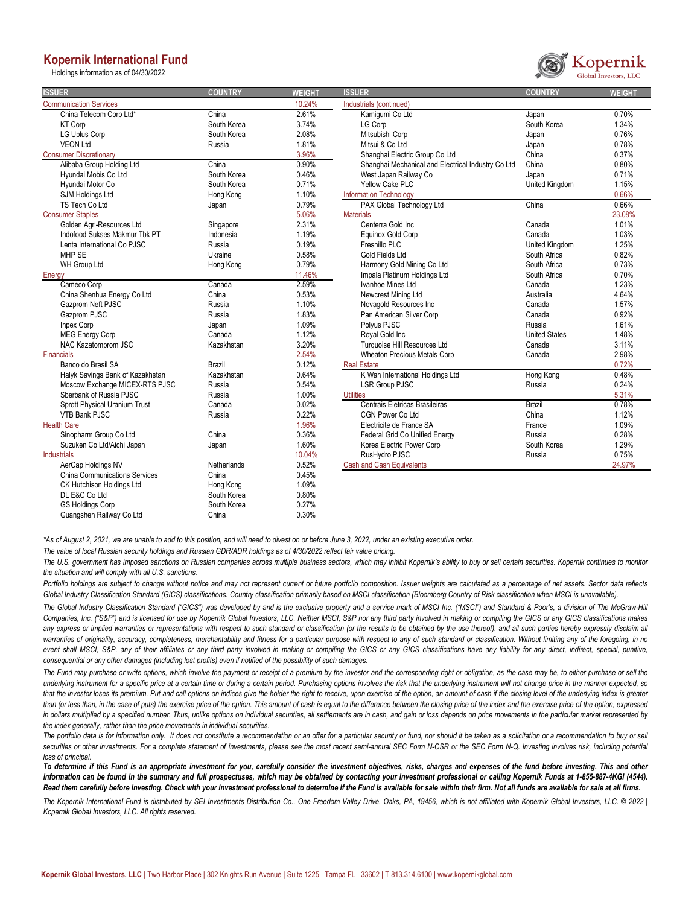## Kopernik International Fund

Holdings information as of 04/30/2022

| ISSUER | COUNTRY | WEIGHT |
|---|---|---|
| Communication Services | | 10.24% |
| China Telecom Corp Ltd* | China | 2.61% |
| KT Corp | South Korea | 3.74% |
| LG Uplus Corp | South Korea | 2.08% |
| VEON Ltd | Russia | 1.81% |
| Consumer Discretionary | | 3.96% |
| Alibaba Group Holding Ltd | China | 0.90% |
| Hyundai Mobis Co Ltd | South Korea | 0.46% |
| Hyundai Motor Co | South Korea | 0.71% |
| SJM Holdings Ltd | Hong Kong | 1.10% |
| TS Tech Co Ltd | Japan | 0.79% |
| Consumer Staples | | 5.06% |
| Golden Agri-Resources Ltd | Singapore | 2.31% |
| Indofood Sukses Makmur Tbk PT | Indonesia | 1.19% |
| Lenta International Co PJSC | Russia | 0.19% |
| MHP SE | Ukraine | 0.58% |
| WH Group Ltd | Hong Kong | 0.79% |
| Energy | | 11.46% |
| Cameco Corp | Canada | 2.59% |
| China Shenhua Energy Co Ltd | China | 0.53% |
| Gazprom Neft PJSC | Russia | 1.10% |
| Gazprom PJSC | Russia | 1.83% |
| Inpex Corp | Japan | 1.09% |
| MEG Energy Corp | Canada | 1.12% |
| NAC Kazatomprom JSC | Kazakhstan | 3.20% |
| Financials | | 2.54% |
| Banco do Brasil SA | Brazil | 0.12% |
| Halyk Savings Bank of Kazakhstan | Kazakhstan | 0.64% |
| Moscow Exchange MICEX-RTS PJSC | Russia | 0.54% |
| Sberbank of Russia PJSC | Russia | 1.00% |
| Sprott Physical Uranium Trust | Canada | 0.02% |
| VTB Bank PJSC | Russia | 0.22% |
| Health Care | | 1.96% |
| Sinopharm Group Co Ltd | China | 0.36% |
| Suzuken Co Ltd/Aichi Japan | Japan | 1.60% |
| Industrials | | 10.04% |
| AerCap Holdings NV | Netherlands | 0.52% |
| China Communications Services | China | 0.45% |
| CK Hutchison Holdings Ltd | Hong Kong | 1.09% |
| DL E&C Co Ltd | South Korea | 0.80% |
| GS Holdings Corp | South Korea | 0.27% |
| Guangshen Railway Co Ltd | China | 0.30% |
| Industrials (continued) | | |
| Kamigumi Co Ltd | Japan | 0.70% |
| LG Corp | South Korea | 1.34% |
| Mishubishi Corp | Japan | 0.76% |
| Mitsui & Co Ltd | Japan | 0.78% |
| Shanghai Electric Group Co Ltd | China | 0.37% |
| Shanghai Mechanical and Electrical Industry Co Ltd | China | 0.80% |
| West Japan Railway Co | Japan | 0.71% |
| Yellow Cake PLC | United Kingdom | 1.15% |
| Information Technology | | 0.66% |
| PAX Global Technology Ltd | China | 0.66% |
| Materials | | 23.08% |
| Centerra Gold Inc | Canada | 1.01% |
| Equinox Gold Corp | Canada | 1.03% |
| Fresnillo PLC | United Kingdom | 1.25% |
| Gold Fields Ltd | South Africa | 0.82% |
| Harmony Gold Mining Co Ltd | South Africa | 0.73% |
| Impala Platinum Holdings Ltd | South Africa | 0.70% |
| Ivanhoe Mines Ltd | Canada | 1.23% |
| Newcrest Mining Ltd | Australia | 4.64% |
| Novagold Resources Inc | Canada | 1.57% |
| Pan American Silver Corp | Canada | 0.92% |
| Polyus PJSC | Russia | 1.61% |
| Royal Gold Inc | United States | 1.48% |
| Turquoise Hill Resources Ltd | Canada | 3.11% |
| Wheaton Precious Metals Corp | Canada | 2.98% |
| Real Estate | | 0.72% |
| K Wah International Holdings Ltd | Hong Kong | 0.48% |
| LSR Group PJSC | Russia | 0.24% |
| Utilities | | 5.31% |
| Centrais Eletricas Brasileiras | Brazil | 0.78% |
| CGN Power Co Ltd | China | 1.12% |
| Electricite de France SA | France | 1.09% |
| Federal Grid Co Unified Energy | Russia | 0.28% |
| Korea Electric Power Corp | South Korea | 1.29% |
| RusHydro PJSC | Russia | 0.75% |
| Cash and Cash Equivalents | | 24.97% |

*\*As of August 2, 2021, we are unable to add to this position, and will need to divest on or before June 3, 2022, under an existing executive order.*

*The value of local Russian security holdings and Russian GDR/ADR holdings as of 4/30/2022 reflect fair value pricing.*

*The U.S. government has imposed sanctions on Russian companies across multiple business sectors, which may inhibit Kopernik's ability to buy or sell certain securities. Kopernik continues to monitor the situation and will comply with all U.S. sanctions.*

*Portfolio holdings are subject to change without notice and may not represent current or future portfolio composition. Issuer weights are calculated as a percentage of net assets. Sector data reflects Global Industry Classification Standard (GICS) classifications. Country classification primarily based on MSCI classification (Bloomberg Country of Risk classification when MSCI is unavailable).*

*The Global Industry Classification Standard ("GICS") was developed by and is the exclusive property and a service mark of MSCI Inc. ("MSCI") and Standard & Poor's, a division of The McGraw-Hill Companies, Inc. ("S&P") and is licensed for use by Kopernik Global Investors, LLC. Neither MSCI, S&P nor any third party involved in making or compiling the GICS or any GICS classifications makes any express or implied warranties or representations with respect to such standard or classification (or the results to be obtained by the use thereof), and all such parties hereby expressly disclaim all warranties of originality, accuracy, completeness, merchantability and fitness for a particular purpose with respect to any of such standard or classification. Without limiting any of the foregoing, in no event shall MSCI, S&P, any of their affiliates or any third party involved in making or compiling the GICS or any GICS classifications have any liability for any direct, indirect, special, punitive, consequential or any other damages (including lost profits) even if notified of the possibility of such damages.*

*The Fund may purchase or write options, which involve the payment or receipt of a premium by the investor and the corresponding right or obligation, as the case may be, to either purchase or sell the underlying instrument for a specific price at a certain time or during a certain period. Purchasing options involves the risk that the underlying instrument will not change price in the manner expected, so that the investor loses its premium. Put and call options on indices give the holder the right to receive, upon exercise of the option, an amount of cash if the closing level of the underlying index is greater than (or less than, in the case of puts) the exercise price of the option. This amount of cash is equal to the difference between the closing price of the index and the exercise price of the option, expressed in dollars multiplied by a specified number. Thus, unlike options on individual securities, all settlements are in cash, and gain or loss depends on price movements in the particular market represented by the index generally, rather than the price movements in individual securities.*

*The portfolio data is for information only. It does not constitute a recommendation or an offer for a particular security or fund, nor should it be taken as a solicitation or a recommendation to buy or sell securities or other investments. For a complete statement of investments, please see the most recent semi-annual SEC Form N-CSR or the SEC Form N-Q. Investing involves risk, including potential loss of principal.*

***To determine if this Fund is an appropriate investment for you, carefully consider the investment objectives, risks, charges and expenses of the fund before investing. This and other information can be found in the summary and full prospectuses, which may be obtained by contacting your investment professional or calling Kopernik Funds at 1-855-887-4KGI (4544). Read them carefully before investing. Check with your investment professional to determine if the Fund is available for sale within their firm. Not all funds are available for sale at all firms.***

*The Kopernik International Fund is distributed by SEI Investments Distribution Co., One Freedom Valley Drive, Oaks, PA, 19456, which is not affiliated with Kopernik Global Investors, LLC. © 2022 | Kopernik Global Investors, LLC. All rights reserved.*

**Kopernik Global Investors, LLC** | Two Harbor Place | 302 Knights Run Avenue | Suite 1225 | Tampa FL | 33602 | T 813.314.6100 | www.kopernikglobal.com